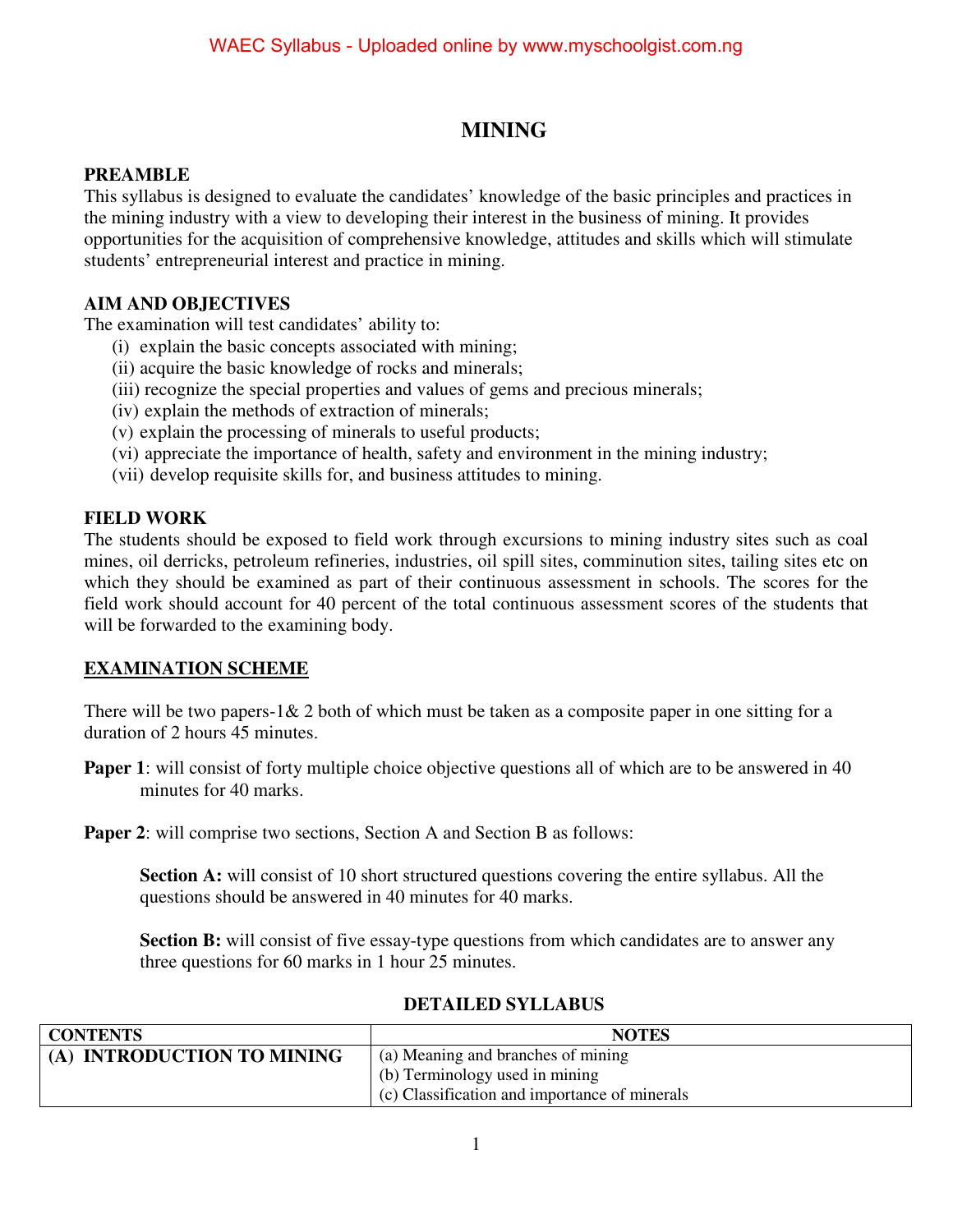# MINING

## PREAMBLE

This syllabus is designed to evaluate the candidates' knowledge of the basic principles and practices in the mining industry with a view to developing their interest in the business of mining. It provides opportunities for the acquisition of comprehensive knowledge, attitudes and skills which will stimulate students' entrepreneurial interest and practice in mining.

## AIM AND OBJECTIVES

The examination will test candidates' ability to:

(i) explain the basic concepts associated with mining;
(ii) acquire the basic knowledge of rocks and minerals;
(iii) recognize the special properties and values of gems and precious minerals;
(iv) explain the methods of extraction of minerals;
(v) explain the processing of minerals to useful products;
(vi) appreciate the importance of health, safety and environment in the mining industry;
(vii) develop requisite skills for, and business attitudes to mining.

## FIELD WORK

The students should be exposed to field work through excursions to mining industry sites such as coal mines, oil derricks, petroleum refineries, industries, oil spill sites, comminution sites, tailing sites etc on which they should be examined as part of their continuous assessment in schools. The scores for the field work should account for 40 percent of the total continuous assessment scores of the students that will be forwarded to the examining body.

## EXAMINATION SCHEME

There will be two papers-1& 2 both of which must be taken as a composite paper in one sitting for a duration of 2 hours 45 minutes.

**Paper 1**: will consist of forty multiple choice objective questions all of which are to be answered in 40 minutes for 40 marks.

**Paper 2**: will comprise two sections, Section A and Section B as follows:

> **Section A:** will consist of 10 short structured questions covering the entire syllabus. All the questions should be answered in 40 minutes for 40 marks.
>
> **Section B:** will consist of five essay-type questions from which candidates are to answer any three questions for 60 marks in 1 hour 25 minutes.

## DETAILED SYLLABUS

| CONTENTS | NOTES |
|---|---|
| **(A) INTRODUCTION TO MINING** | (a) Meaning and branches of mining<br>(b) Terminology used in mining<br>(c) Classification and importance of minerals |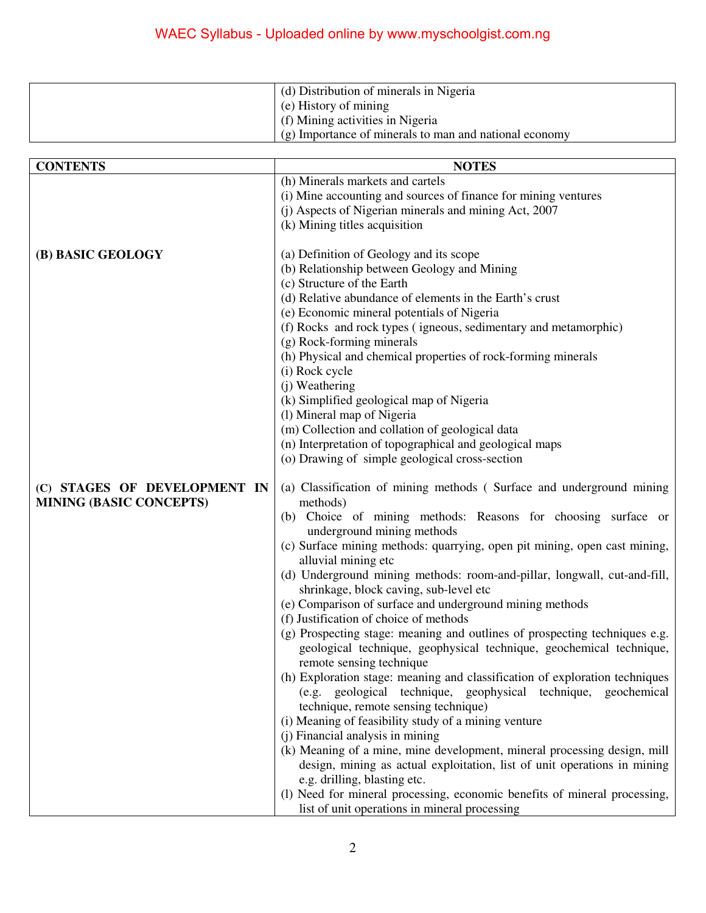| | |
|---|---|
| | (d) Distribution of minerals in Nigeria<br>(e) History of mining<br>(f) Mining activities in Nigeria<br>(g) Importance of minerals to man and national economy |

| CONTENTS | NOTES |
|---|---|
| | (h) Minerals markets and cartels<br>(i) Mine accounting and sources of finance for mining ventures<br>(j) Aspects of Nigerian minerals and mining Act, 2007<br>(k) Mining titles acquisition |
| **(B) BASIC GEOLOGY** | (a) Definition of Geology and its scope<br>(b) Relationship between Geology and Mining<br>(c) Structure of the Earth<br>(d) Relative abundance of elements in the Earth's crust<br>(e) Economic mineral potentials of Nigeria<br>(f) Rocks and rock types ( igneous, sedimentary and metamorphic)<br>(g) Rock-forming minerals<br>(h) Physical and chemical properties of rock-forming minerals<br>(i) Rock cycle<br>(j) Weathering<br>(k) Simplified geological map of Nigeria<br>(l) Mineral map of Nigeria<br>(m) Collection and collation of geological data<br>(n) Interpretation of topographical and geological maps<br>(o) Drawing of simple geological cross-section |
| **(C) STAGES OF DEVELOPMENT IN MINING (BASIC CONCEPTS)** | (a) Classification of mining methods ( Surface and underground mining methods)<br>(b) Choice of mining methods: Reasons for choosing surface or underground mining methods<br>(c) Surface mining methods: quarrying, open pit mining, open cast mining, alluvial mining etc<br>(d) Underground mining methods: room-and-pillar, longwall, cut-and-fill, shrinkage, block caving, sub-level etc<br>(e) Comparison of surface and underground mining methods<br>(f) Justification of choice of methods<br>(g) Prospecting stage: meaning and outlines of prospecting techniques e.g. geological technique, geophysical technique, geochemical technique, remote sensing technique<br>(h) Exploration stage: meaning and classification of exploration techniques (e.g. geological technique, geophysical technique, geochemical technique, remote sensing technique)<br>(i) Meaning of feasibility study of a mining venture<br>(j) Financial analysis in mining<br>(k) Meaning of a mine, mine development, mineral processing design, mill design, mining as actual exploitation, list of unit operations in mining e.g. drilling, blasting etc.<br>(l) Need for mineral processing, economic benefits of mineral processing, list of unit operations in mineral processing |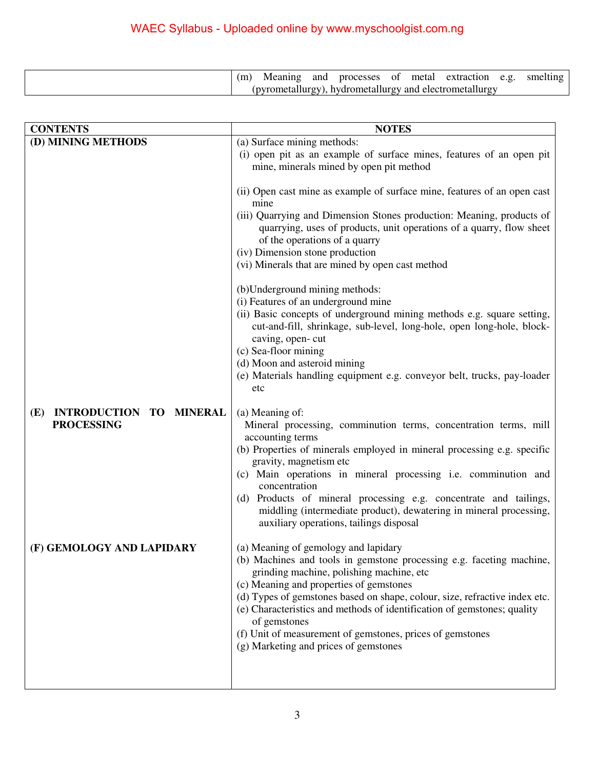| | |
|---|---|
| | (m) Meaning and processes of metal extraction e.g. smelting (pyrometallurgy), hydrometallurgy and electrometallurgy |

| CONTENTS | NOTES |
|---|---|
| **(D) MINING METHODS** | (a) Surface mining methods:<br>(i) open pit as an example of surface mines, features of an open pit mine, minerals mined by open pit method<br><br>(ii) Open cast mine as example of surface mine, features of an open cast mine<br>(iii) Quarrying and Dimension Stones production: Meaning, products of quarrying, uses of products, unit operations of a quarry, flow sheet of the operations of a quarry<br>(iv) Dimension stone production<br>(vi) Minerals that are mined by open cast method<br><br>(b)Underground mining methods:<br>(i) Features of an underground mine<br>(ii) Basic concepts of underground mining methods e.g. square setting, cut-and-fill, shrinkage, sub-level, long-hole, open long-hole, block-caving, open- cut<br>(c) Sea-floor mining<br>(d) Moon and asteroid mining<br>(e) Materials handling equipment e.g. conveyor belt, trucks, pay-loader etc |
| **(E) INTRODUCTION TO MINERAL PROCESSING** | (a) Meaning of:<br>Mineral processing, comminution terms, concentration terms, mill accounting terms<br>(b) Properties of minerals employed in mineral processing e.g. specific gravity, magnetism etc<br>(c) Main operations in mineral processing i.e. comminution and concentration<br>(d) Products of mineral processing e.g. concentrate and tailings, middling (intermediate product), dewatering in mineral processing, auxiliary operations, tailings disposal |
| **(F) GEMOLOGY AND LAPIDARY** | (a) Meaning of gemology and lapidary<br>(b) Machines and tools in gemstone processing e.g. faceting machine, grinding machine, polishing machine, etc<br>(c) Meaning and properties of gemstones<br>(d) Types of gemstones based on shape, colour, size, refractive index etc.<br>(e) Characteristics and methods of identification of gemstones; quality of gemstones<br>(f) Unit of measurement of gemstones, prices of gemstones<br>(g) Marketing and prices of gemstones |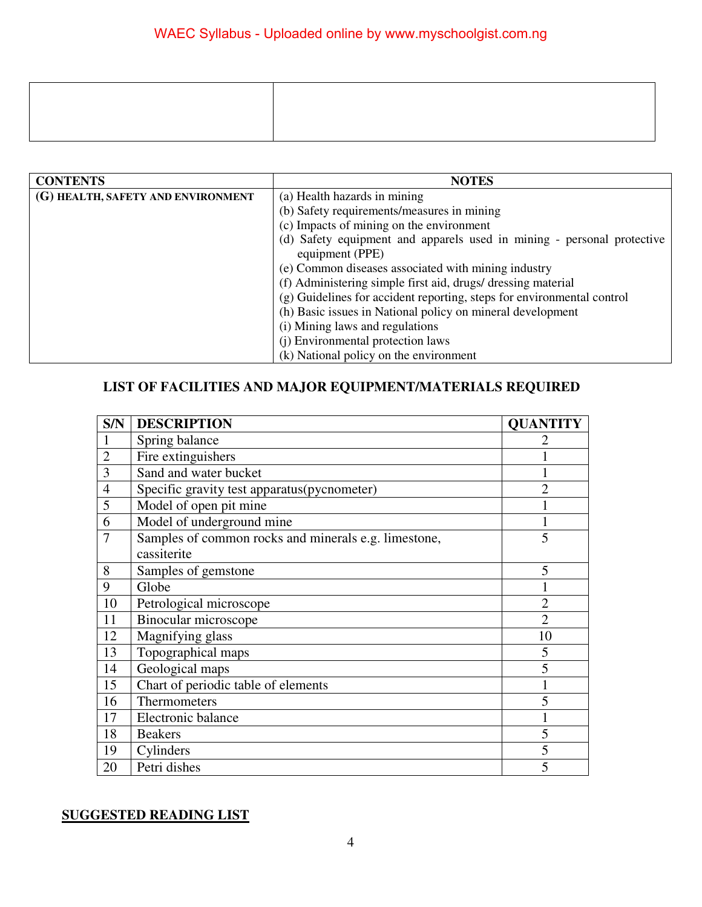| | |
|---|---|
| | |

| CONTENTS | NOTES |
|---|---|
| **(G) HEALTH, SAFETY AND ENVIRONMENT** | (a) Health hazards in mining<br>(b) Safety requirements/measures in mining<br>(c) Impacts of mining on the environment<br>(d) Safety equipment and apparels used in mining - personal protective equipment (PPE)<br>(e) Common diseases associated with mining industry<br>(f) Administering simple first aid, drugs/ dressing material<br>(g) Guidelines for accident reporting, steps for environmental control<br>(h) Basic issues in National policy on mineral development<br>(i) Mining laws and regulations<br>(j) Environmental protection laws<br>(k) National policy on the environment |

## LIST OF FACILITIES AND MAJOR EQUIPMENT/MATERIALS REQUIRED

| S/N | DESCRIPTION | QUANTITY |
|---|---|---|
| 1 | Spring balance | 2 |
| 2 | Fire extinguishers | 1 |
| 3 | Sand and water bucket | 1 |
| 4 | Specific gravity test apparatus(pycnometer) | 2 |
| 5 | Model of open pit mine | 1 |
| 6 | Model of underground mine | 1 |
| 7 | Samples of common rocks and minerals e.g. limestone, cassiterite | 5 |
| 8 | Samples of gemstone | 5 |
| 9 | Globe | 1 |
| 10 | Petrological microscope | 2 |
| 11 | Binocular microscope | 2 |
| 12 | Magnifying glass | 10 |
| 13 | Topographical maps | 5 |
| 14 | Geological maps | 5 |
| 15 | Chart of periodic table of elements | 1 |
| 16 | Thermometers | 5 |
| 17 | Electronic balance | 1 |
| 18 | Beakers | 5 |
| 19 | Cylinders | 5 |
| 20 | Petri dishes | 5 |

## SUGGESTED READING LIST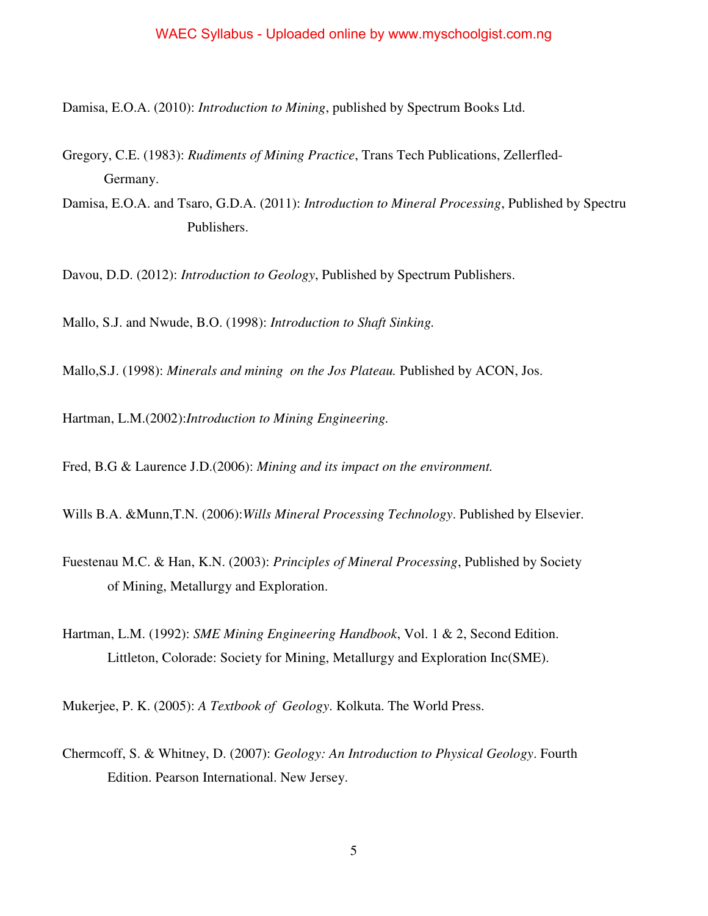Damisa, E.O.A. (2010): *Introduction to Mining*, published by Spectrum Books Ltd.

Gregory, C.E. (1983): *Rudiments of Mining Practice*, Trans Tech Publications, Zellerfled-Germany.

Damisa, E.O.A. and Tsaro, G.D.A. (2011): *Introduction to Mineral Processing*, Published by Spectru Publishers.

Davou, D.D. (2012): *Introduction to Geology*, Published by Spectrum Publishers.

Mallo, S.J. and Nwude, B.O. (1998): *Introduction to Shaft Sinking.*

Mallo,S.J. (1998): *Minerals and mining  on the Jos Plateau.* Published by ACON, Jos.

Hartman, L.M.(2002):*Introduction to Mining Engineering.*

Fred, B.G & Laurence J.D.(2006): *Mining and its impact on the environment.*

Wills B.A. &Munn,T.N. (2006):*Wills Mineral Processing Technology*. Published by Elsevier.

Fuestenau M.C. & Han, K.N. (2003): *Principles of Mineral Processing*, Published by Society of Mining, Metallurgy and Exploration.

Hartman, L.M. (1992): *SME Mining Engineering Handbook*, Vol. 1 & 2, Second Edition. Littleton, Colorade: Society for Mining, Metallurgy and Exploration Inc(SME).

Mukerjee, P. K. (2005): *A Textbook of  Geology*. Kolkuta. The World Press.

Chermcoff, S. & Whitney, D. (2007): *Geology: An Introduction to Physical Geology*. Fourth Edition. Pearson International. New Jersey.